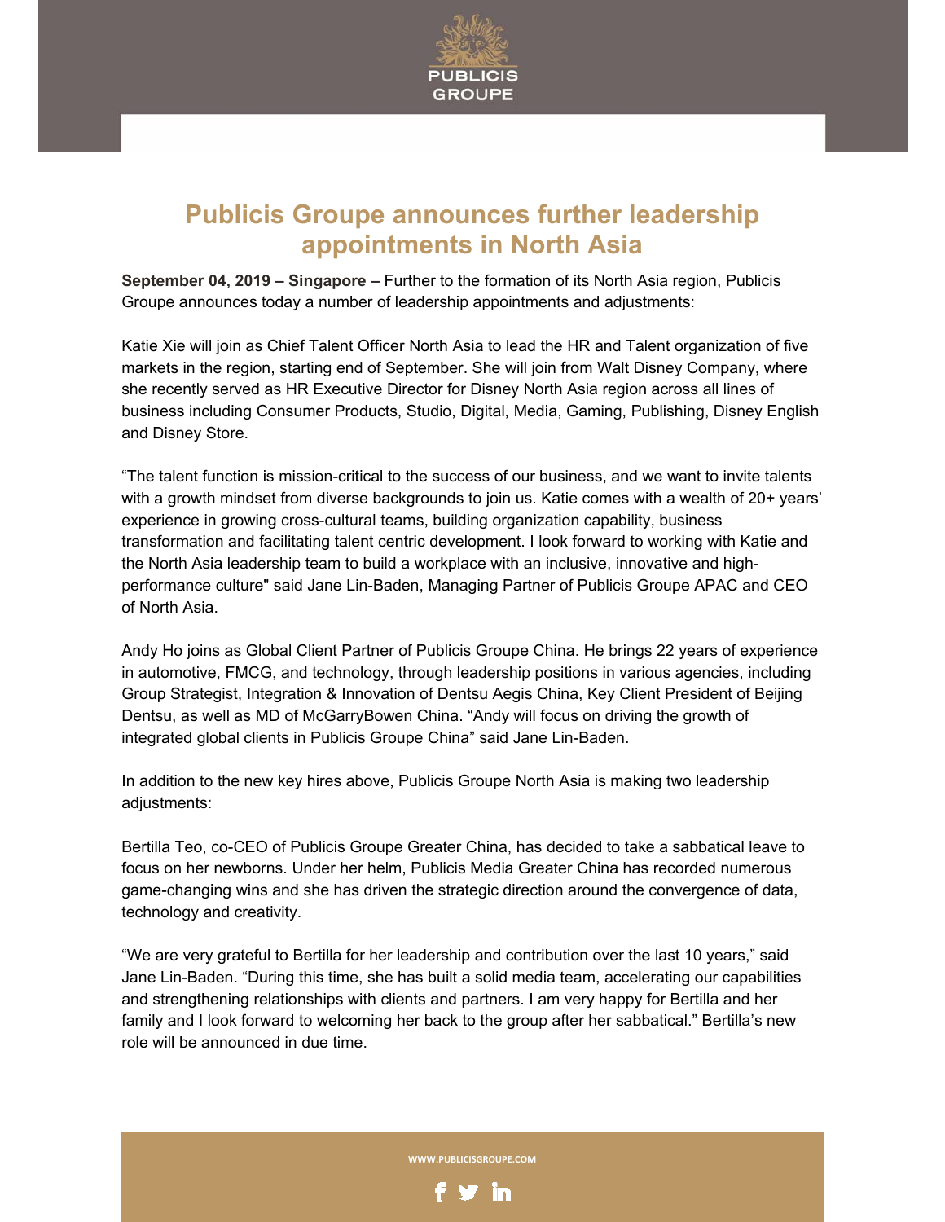# Publicis Groupe announces further leadership appointments in North Asia

**September 04, 2019 – Singapore –** Further to the formation of its North Asia region, Publicis Groupe announces today a number of leadership appointments and adjustments:

Katie Xie will join as Chief Talent Officer North Asia to lead the HR and Talent organization of five markets in the region, starting end of September. She will join from Walt Disney Company, where she recently served as HR Executive Director for Disney North Asia region across all lines of business including Consumer Products, Studio, Digital, Media, Gaming, Publishing, Disney English and Disney Store.

“The talent function is mission-critical to the success of our business, and we want to invite talents with a growth mindset from diverse backgrounds to join us. Katie comes with a wealth of 20+ years' experience in growing cross-cultural teams, building organization capability, business transformation and facilitating talent centric development. I look forward to working with Katie and the North Asia leadership team to build a workplace with an inclusive, innovative and high-performance culture" said Jane Lin-Baden, Managing Partner of Publicis Groupe APAC and CEO of North Asia.

Andy Ho joins as Global Client Partner of Publicis Groupe China. He brings 22 years of experience in automotive, FMCG, and technology, through leadership positions in various agencies, including Group Strategist, Integration & Innovation of Dentsu Aegis China, Key Client President of Beijing Dentsu, as well as MD of McGarryBowen China. “Andy will focus on driving the growth of integrated global clients in Publicis Groupe China” said Jane Lin-Baden.

In addition to the new key hires above, Publicis Groupe North Asia is making two leadership adjustments:

Bertilla Teo, co-CEO of Publicis Groupe Greater China, has decided to take a sabbatical leave to focus on her newborns. Under her helm, Publicis Media Greater China has recorded numerous game-changing wins and she has driven the strategic direction around the convergence of data, technology and creativity.

“We are very grateful to Bertilla for her leadership and contribution over the last 10 years,” said Jane Lin-Baden. “During this time, she has built a solid media team, accelerating our capabilities and strengthening relationships with clients and partners. I am very happy for Bertilla and her family and I look forward to welcoming her back to the group after her sabbatical.” Bertilla's new role will be announced in due time.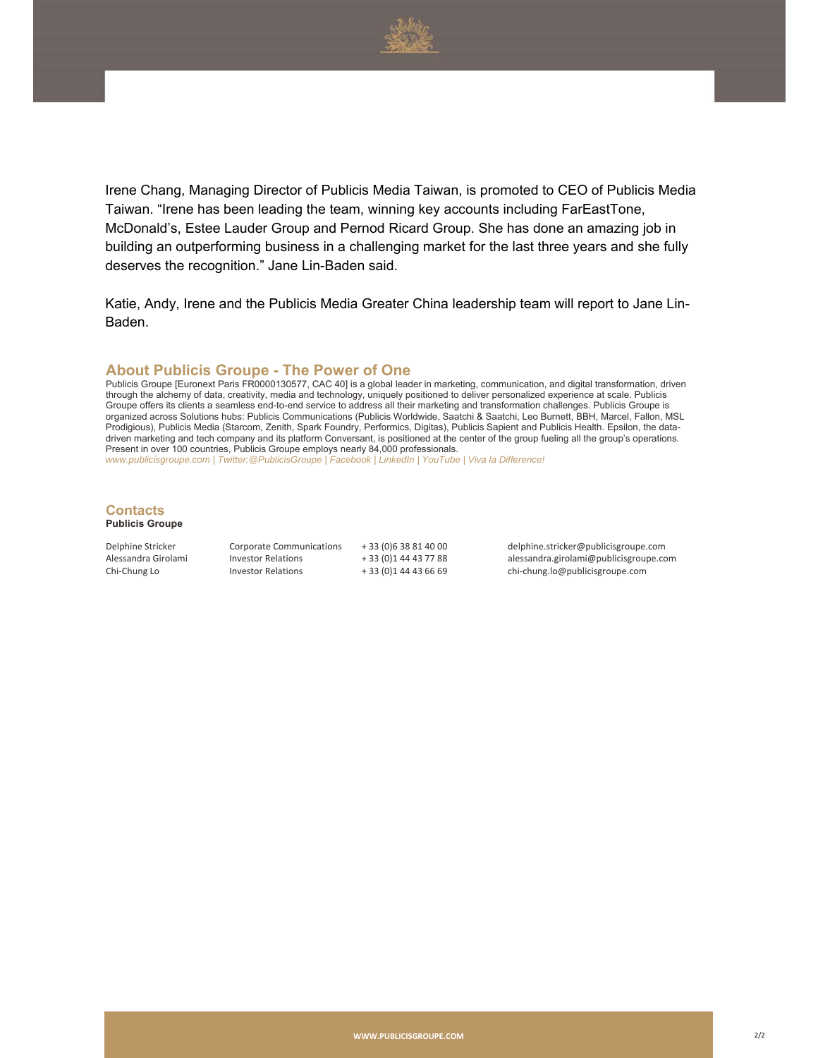Irene Chang, Managing Director of Publicis Media Taiwan, is promoted to CEO of Publicis Media Taiwan. “Irene has been leading the team, winning key accounts including FarEastTone, McDonald’s, Estee Lauder Group and Pernod Ricard Group. She has done an amazing job in building an outperforming business in a challenging market for the last three years and she fully deserves the recognition.” Jane Lin-Baden said.

Katie, Andy, Irene and the Publicis Media Greater China leadership team will report to Jane Lin-Baden.

## About Publicis Groupe - The Power of One

Publicis Groupe [Euronext Paris FR0000130577, CAC 40] is a global leader in marketing, communication, and digital transformation, driven through the alchemy of data, creativity, media and technology, uniquely positioned to deliver personalized experience at scale. Publicis Groupe offers its clients a seamless end-to-end service to address all their marketing and transformation challenges. Publicis Groupe is organized across Solutions hubs: Publicis Communications (Publicis Worldwide, Saatchi & Saatchi, Leo Burnett, BBH, Marcel, Fallon, MSL Prodigious), Publicis Media (Starcom, Zenith, Spark Foundry, Performics, Digitas), Publicis Sapient and Publicis Health. Epsilon, the data-driven marketing and tech company and its platform Conversant, is positioned at the center of the group fueling all the group’s operations. Present in over 100 countries, Publicis Groupe employs nearly 84,000 professionals.

*www.publicisgroupe.com | Twitter:@PublicisGroupe | Facebook | LinkedIn | YouTube | Viva la Difference!*

## Contacts

**Publicis Groupe**

| | | | |
|---|---|---|---|
| Delphine Stricker | Corporate Communications | + 33 (0)6 38 81 40 00 | delphine.stricker@publicisgroupe.com |
| Alessandra Girolami | Investor Relations | + 33 (0)1 44 43 77 88 | alessandra.girolami@publicisgroupe.com |
| Chi-Chung Lo | Investor Relations | + 33 (0)1 44 43 66 69 | chi-chung.lo@publicisgroupe.com |